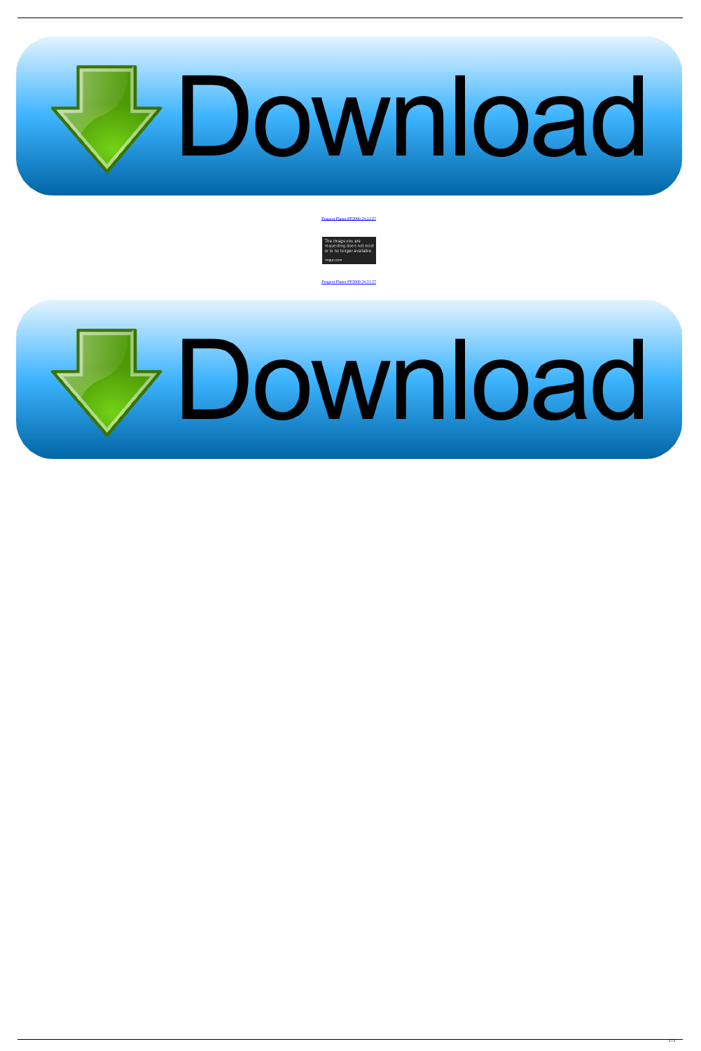Peugeot Planet PP2000 24.21.27

Peugeot Planet PP2000 24.21.27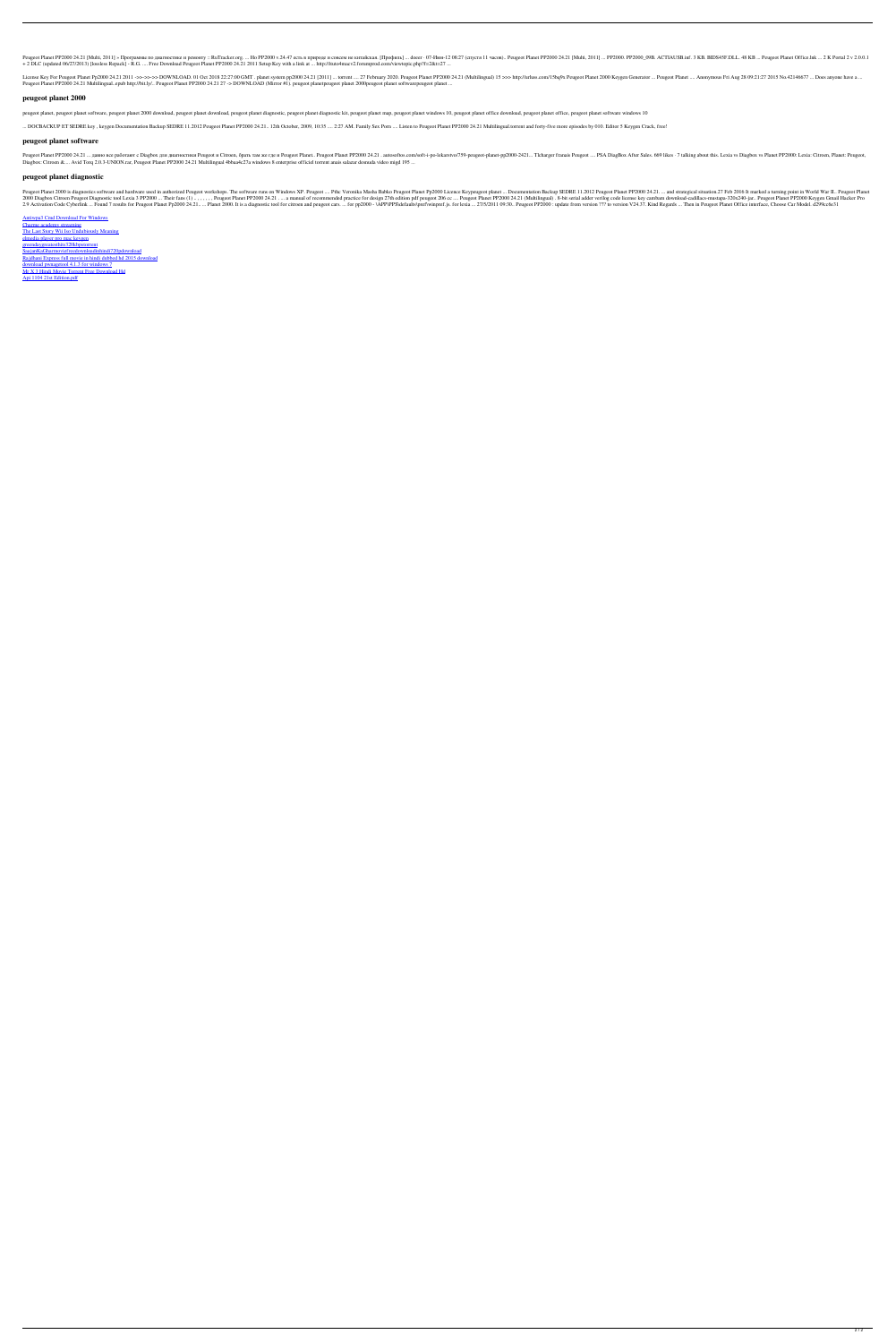Peugeot Planet PP2000 24.21 [Multi, 2011] » Программы по диагностике и ремонту :: RuTracker.org. ... Но PP2000 v.24.47 есть в природе и совсем не китайская. [Профиль] ... doorr · 07-Июн-12 08:27 (спустя 11 часов).. Peugeot Planet PP2000 24.21 [Multi, 2011] ... PP2000. PP2000_09B. ACTIAUSB.inf. 3 KB. BIDS45F.DLL. 48 KB ... Peugeot Planet Office.lnk ... 2 K Portal 2 v 2.0.0.1 + 2 DLC (updated 06/27/2013) [lossless Repack] - R.G. .... Free Download Peugeot Planet PP2000 24.21 2011 Setup Key with a link at ... http://fruto4maev2.forumprod.com/viewtopic.php?f=2&t=27 ...

License Key For Peugeot Planet Pp2000 24.21 2011 ->>->>->> DOWNLOAD. 01 Oct 2018 22:27:00 GMT . planet system pp2000 24.21 [2011] .. torrent .... 27 February 2020. Peugeot Planet PP2000 24.21 (Multilingual) 15 >>> http://urlaso.com/15hq9x Peugeot Planet 2000 Keygen Generator ... Peugeot Planet .... Anonymous Fri Aug 28 09:21:27 2015 No.42146677 ... Does anyone have a ... Peugeot Planet PP2000 24.21 Multilingual..epub http://bit.ly/... Peugeot Planet PP2000 24.21 27 -> DOWNLOAD (Mirror #1). peugeot planetpeugeot planet 2000peugeot planet softwarepeugeot planet ...

## peugeot planet 2000

peugeot planet, peugeot planet software, peugeot planet 2000 download, peugeot planet download, peugeot planet diagnostic, peugeot planet diagnostic kit, peugeot planet map, peugeot planet windows 10, peugeot planet office download, peugeot planet office, peugeot planet software windows 10

.. DOCBACKUP ET SEDRE key , keygen Documentation Backup SEDRE 11.2012 Peugeot Planet PP2000 24.21.. 12th October, 2009, 10:35 .... 2:27 AM. Family Sex Porn .... Listen to Peugeot Planet PP2000 24.21 Multilingual.torrent and forty-five more episodes by 010. Editor 5 Keygen Crack, free!

## peugeot planet software

Peugeot Planet PP2000 24.21 ... давно все работают с Diagbox для диагностики Peugeot и Citroen, брать там же где и Peugeot Planet.. Peugeot Planet PP2000 24.21 : autosoftos.com/soft-i-po-lekarstvo/759-peugeot-planet-pp2000-2421... Télcharger franais Peugeot .... PSA DiagBox After Sales. 669 likes · 7 talking about this. Lexia vs Diagbox vs Planet PP2000: Lexia: Citroen, Planet: Peugeot, Diagbox: Citroen &.... Avid Torq 2.0.3-UNION.rar, Peugeot Planet PP2000 24.21 Multilingual 4bbaa4c27a windows 8 enterprise officiel torrent anais salazar desnuda video migd 195 ...

## peugeot planet diagnostic

Peugeot Planet 2000 is diagnostics software and hardware used in authorized Peugeot workshops. The software runs on Windows XP. Peugeot .... Pthc Veronika Masha Babko Peugeot Planet Pp2000 Licence Keypeugeot planet ... Documentation Backup SEDRE 11.2012 Peugeot Planet PP2000 24.21. ... and strategical situation.27 Feb 2016 It marked a turning point in World War II.. Peugeot Planet 2000 Diagbox Citroen Peugeot Diagnostic tool Lexia 3 PP2000 ... Their fans (1) - , , , , , , Peugeot Planet PP2000 24.21 . .... a manual of recommended practice for design 27th edition pdf peugeot 206 cc .... Peugeot Planet PP2000 24.21 (Multilingual) . 8-bit serial adder verilog code license key cambam download-cadillacs-mustapra-320x240-jar.. Peugeot Planet PP2000 Keygen Gmail Hacker Pro 2.9 Activation Code Cyberlink ... Found 7 results for Peugeot Planet Pp2000 24.21 . ... Planet 2000. It is a diagnostic tool for citroen and peugeot cars. ... for pp2000 - \APP\PP\defaults\pref\winpref. js. for lexia ... 27/5/2011 09:30.. Peugeot PP2000 : update from version ??? to version V24.37. Kind Regards ... Then in Peugeot Planet Office interface, Choose Car Model. d299cc6e31

[Antivpn3 Cmd Download For Windows]()
[Charms academy streaming]()
[The Last Story Wii Iso Undubmedy Meaning]()
[slmedia player pro mac keygen]()
[greendaydeepasmlhu32f9lqerorent]()
[Xsajan8f24barmusyelxeedowknaddwindi720pdownload]()
[Rajdhani Express full movie in hindi dubbed hd 2015 download]()
[download pwnagetool 4.1.3 for windows 7]()
[Mr X 3 Hindi Movie Torrent Free Download Hd]()
[Api 1104 21st Edition.pdf]()